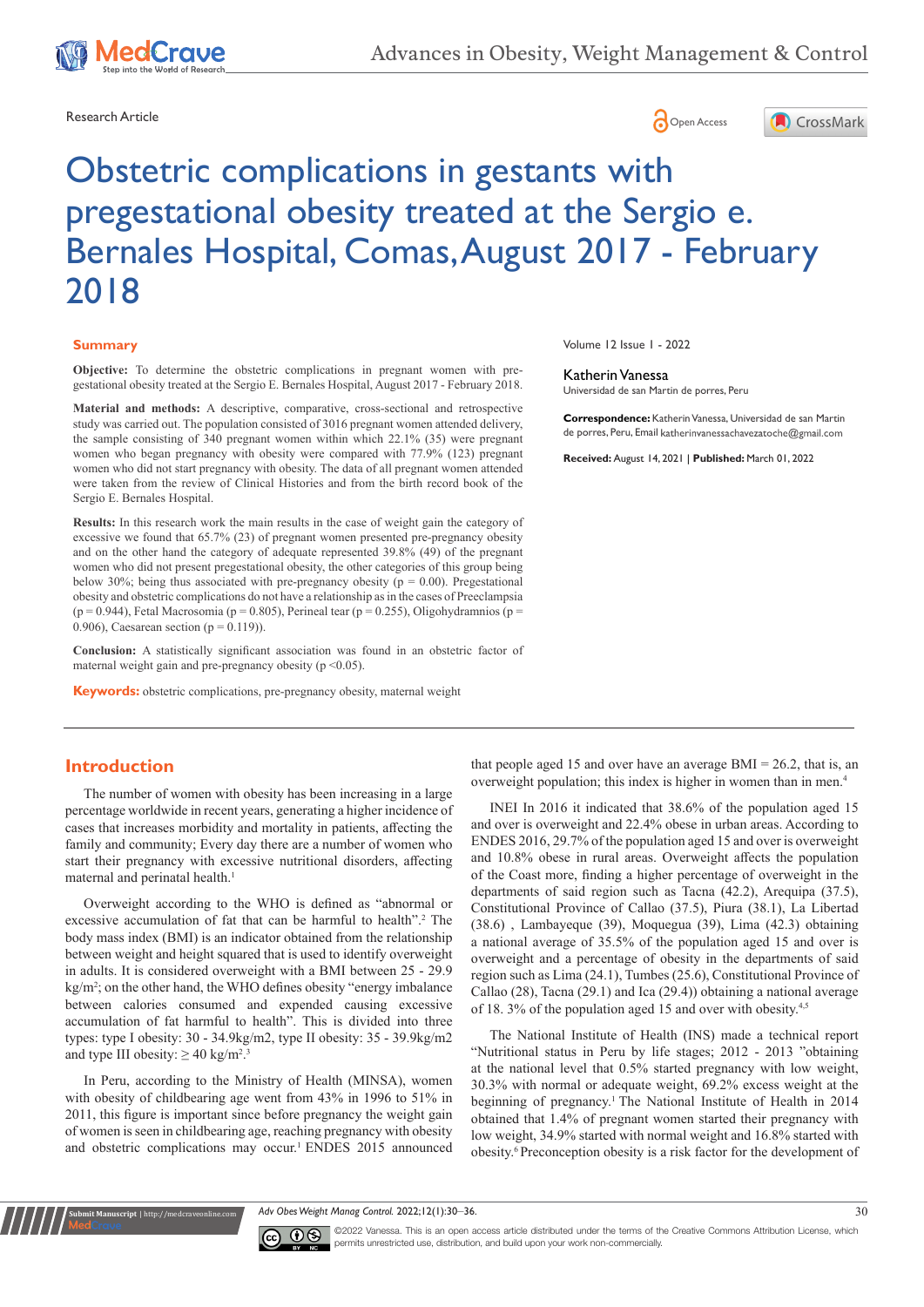Research Article

# Obstetric complications in gestants with pregestational obesity treated at the Sergio e. Bernales Hospital, Comas, August 2017 - February 2018

Katherin Vanessa

Universidad de san Martin de porres, Peru

**Correspondence:** Katherin Vanessa, Universidad de san Martin de porres, Peru, Email katherinvanessachavezatoche@gmail.com

**Received:** August 14, 2021 | **Published:** March 01, 2022

## Summary

**Objective:** To determine the obstetric complications in pregnant women with pre-gestational obesity treated at the Sergio E. Bernales Hospital, August 2017 - February 2018.

**Material and methods:** A descriptive, comparative, cross-sectional and retrospective study was carried out. The population consisted of 3016 pregnant women attended delivery, the sample consisting of 340 pregnant women within which 22.1% (35) were pregnant women who began pregnancy with obesity were compared with 77.9% (123) pregnant women who did not start pregnancy with obesity. The data of all pregnant women attended were taken from the review of Clinical Histories and from the birth record book of the Sergio E. Bernales Hospital.

**Results:** In this research work the main results in the case of weight gain the category of excessive we found that 65.7% (23) of pregnant women presented pre-pregnancy obesity and on the other hand the category of adequate represented 39.8% (49) of the pregnant women who did not present pregestational obesity, the other categories of this group being below 30%; being thus associated with pre-pregnancy obesity ($p = 0.00$). Pregestational obesity and obstetric complications do not have a relationship as in the cases of Preeclampsia ($p = 0.944$), Fetal Macrosomia ($p = 0.805$), Perineal tear ($p = 0.255$), Oligohydramnios ($p = 0.906$), Caesarean section ($p = 0.119$)).

**Conclusion:** A statistically significant association was found in an obstetric factor of maternal weight gain and pre-pregnancy obesity ($p < 0.05$).

**Keywords:** obstetric complications, pre-pregnancy obesity, maternal weight

## Introduction

The number of women with obesity has been increasing in a large percentage worldwide in recent years, generating a higher incidence of cases that increases morbidity and mortality in patients, affecting the family and community; Every day there are a number of women who start their pregnancy with excessive nutritional disorders, affecting maternal and perinatal health.[1]

Overweight according to the WHO is defined as "abnormal or excessive accumulation of fat that can be harmful to health".[2] The body mass index (BMI) is an indicator obtained from the relationship between weight and height squared that is used to identify overweight in adults. It is considered overweight with a BMI between 25 - 29.9 kg/m$^2$; on the other hand, the WHO defines obesity "energy imbalance between calories consumed and expended causing excessive accumulation of fat harmful to health". This is divided into three types: type I obesity: 30 - 34.9kg/m2, type II obesity: 35 - 39.9kg/m2 and type III obesity: ≥ 40 kg/m$^2$.[3]

In Peru, according to the Ministry of Health (MINSA), women with obesity of childbearing age went from 43% in 1996 to 51% in 2011, this figure is important since before pregnancy the weight gain of women is seen in childbearing age, reaching pregnancy with obesity and obstetric complications may occur.[1] ENDES 2015 announced that people aged 15 and over have an average BMI = 26.2, that is, an overweight population; this index is higher in women than in men.[4]

INEI In 2016 it indicated that 38.6% of the population aged 15 and over is overweight and 22.4% obese in urban areas. According to ENDES 2016, 29.7% of the population aged 15 and over is overweight and 10.8% obese in rural areas. Overweight affects the population of the Coast more, finding a higher percentage of overweight in the departments of said region such as Tacna (42.2), Arequipa (37.5), Constitutional Province of Callao (37.5), Piura (38.1), La Libertad (38.6) , Lambayeque (39), Moquegua (39), Lima (42.3) obtaining a national average of 35.5% of the population aged 15 and over is overweight and a percentage of obesity in the departments of said region such as Lima (24.1), Tumbes (25.6), Constitutional Province of Callao (28), Tacna (29.1) and Ica (29.4)) obtaining a national average of 18. 3% of the population aged 15 and over with obesity.[4,5]

The National Institute of Health (INS) made a technical report "Nutritional status in Peru by life stages; 2012 - 2013 "obtaining at the national level that 0.5% started pregnancy with low weight, 30.3% with normal or adequate weight, 69.2% excess weight at the beginning of pregnancy.[1] The National Institute of Health in 2014 obtained that 1.4% of pregnant women started their pregnancy with low weight, 34.9% started with normal weight and 16.8% started with obesity.[6] Preconception obesity is a risk factor for the development of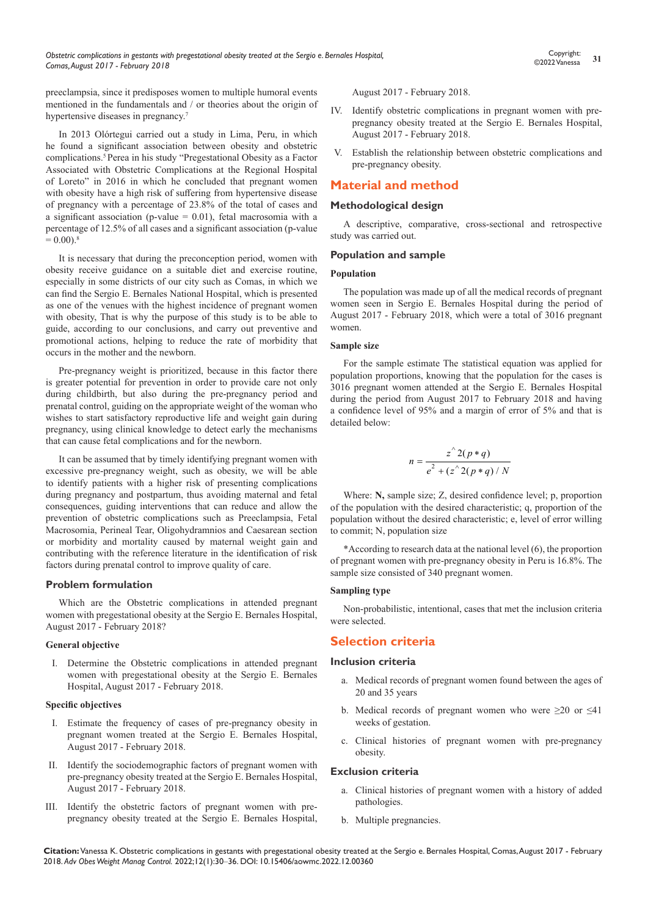preeclampsia, since it predisposes women to multiple humoral events mentioned in the fundamentals and / or theories about the origin of hypertensive diseases in pregnancy.[7]

In 2013 Olórtegui carried out a study in Lima, Peru, in which he found a significant association between obesity and obstetric complications.[5] Perea in his study "Pregestational Obesity as a Factor Associated with Obstetric Complications at the Regional Hospital of Loreto" in 2016 in which he concluded that pregnant women with obesity have a high risk of suffering from hypertensive disease of pregnancy with a percentage of 23.8% of the total of cases and a significant association (p-value = 0.01), fetal macrosomia with a percentage of 12.5% of all cases and a significant association (p-value = 0.00).[8]

It is necessary that during the preconception period, women with obesity receive guidance on a suitable diet and exercise routine, especially in some districts of our city such as Comas, in which we can find the Sergio E. Bernales National Hospital, which is presented as one of the venues with the highest incidence of pregnant women with obesity, That is why the purpose of this study is to be able to guide, according to our conclusions, and carry out preventive and promotional actions, helping to reduce the rate of morbidity that occurs in the mother and the newborn.

Pre-pregnancy weight is prioritized, because in this factor there is greater potential for prevention in order to provide care not only during childbirth, but also during the pre-pregnancy period and prenatal control, guiding on the appropriate weight of the woman who wishes to start satisfactory reproductive life and weight gain during pregnancy, using clinical knowledge to detect early the mechanisms that can cause fetal complications and for the newborn.

It can be assumed that by timely identifying pregnant women with excessive pre-pregnancy weight, such as obesity, we will be able to identify patients with a higher risk of presenting complications during pregnancy and postpartum, thus avoiding maternal and fetal consequences, guiding interventions that can reduce and allow the prevention of obstetric complications such as Preeclampsia, Fetal Macrosomia, Perineal Tear, Oligohydramnios and Caesarean section or morbidity and mortality caused by maternal weight gain and contributing with the reference literature in the identification of risk factors during prenatal control to improve quality of care.

## Problem formulation

Which are the Obstetric complications in attended pregnant women with pregestational obesity at the Sergio E. Bernales Hospital, August 2017 - February 2018?

### General objective

I. Determine the Obstetric complications in attended pregnant women with pregestational obesity at the Sergio E. Bernales Hospital, August 2017 - February 2018.

### Specific objectives

I. Estimate the frequency of cases of pre-pregnancy obesity in pregnant women treated at the Sergio E. Bernales Hospital, August 2017 - February 2018.

II. Identify the sociodemographic factors of pregnant women with pre-pregnancy obesity treated at the Sergio E. Bernales Hospital, August 2017 - February 2018.

III. Identify the obstetric factors of pregnant women with pre-pregnancy obesity treated at the Sergio E. Bernales Hospital, August 2017 - February 2018.

IV. Identify obstetric complications in pregnant women with pre-pregnancy obesity treated at the Sergio E. Bernales Hospital, August 2017 - February 2018.

V. Establish the relationship between obstetric complications and pre-pregnancy obesity.

## Material and method

### Methodological design

A descriptive, comparative, cross-sectional and retrospective study was carried out.

### Population and sample

#### Population

The population was made up of all the medical records of pregnant women seen in Sergio E. Bernales Hospital during the period of August 2017 - February 2018, which were a total of 3016 pregnant women.

#### Sample size

For the sample estimate The statistical equation was applied for population proportions, knowing that the population for the cases is 3016 pregnant women attended at the Sergio E. Bernales Hospital during the period from August 2017 to February 2018 and having a confidence level of 95% and a margin of error of 5% and that is detailed below:

$$n = \frac{z^{\wedge}2(p*q)}{e^{2} + (z^{\wedge}2(p*q)/N}$$

Where: **N,** sample size; Z, desired confidence level; p, proportion of the population with the desired characteristic; q, proportion of the population without the desired characteristic; e, level of error willing to commit; N, population size

*According to research data at the national level (6), the proportion of pregnant women with pre-pregnancy obesity in Peru is 16.8%. The sample size consisted of 340 pregnant women.

#### Sampling type

Non-probabilistic, intentional, cases that met the inclusion criteria were selected.

## Selection criteria

### Inclusion criteria

a. Medical records of pregnant women found between the ages of 20 and 35 years

b. Medical records of pregnant women who were ≥20 or ≤41 weeks of gestation.

c. Clinical histories of pregnant women with pre-pregnancy obesity.

### Exclusion criteria

a. Clinical histories of pregnant women with a history of added pathologies.

b. Multiple pregnancies.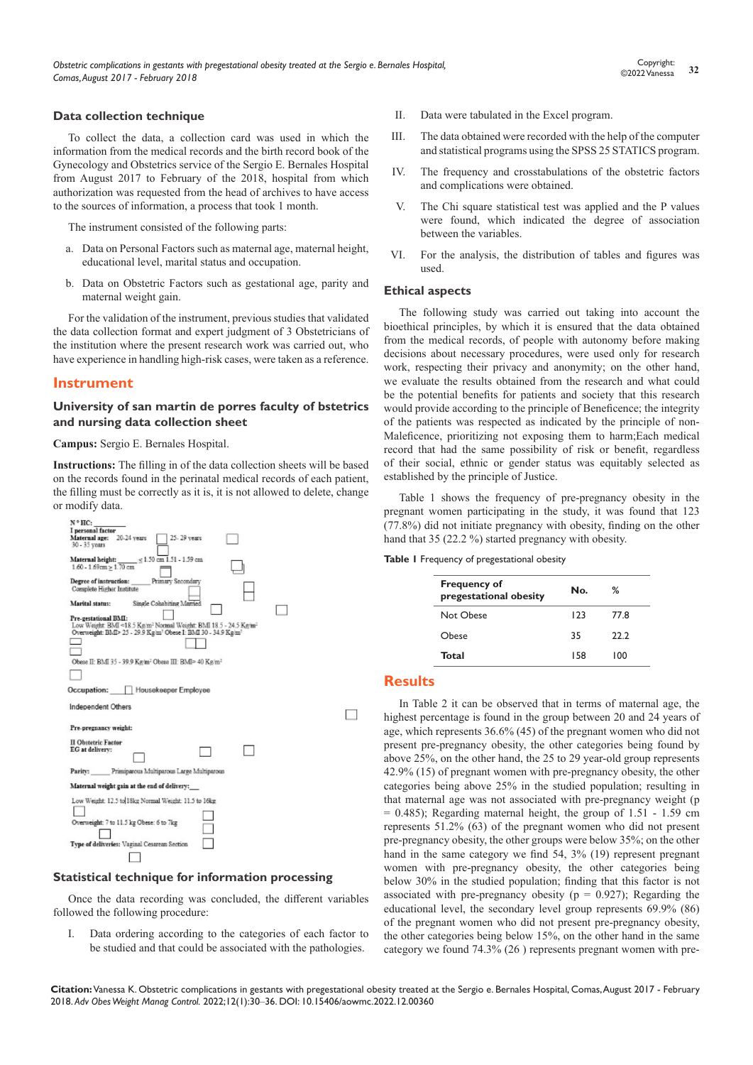## Data collection technique

To collect the data, a collection card was used in which the information from the medical records and the birth record book of the Gynecology and Obstetrics service of the Sergio E. Bernales Hospital from August 2017 to February of the 2018, hospital from which authorization was requested from the head of archives to have access to the sources of information, a process that took 1 month.

The instrument consisted of the following parts:

a. Data on Personal Factors such as maternal age, maternal height, educational level, marital status and occupation.

b. Data on Obstetric Factors such as gestational age, parity and maternal weight gain.

For the validation of the instrument, previous studies that validated the data collection format and expert judgment of 3 Obstetricians of the institution where the present research work was carried out, who have experience in handling high-risk cases, were taken as a reference.

## Instrument

### University of san martin de porres faculty of bstetrics and nursing data collection sheet

**Campus:** Sergio E. Bernales Hospital.

**Instructions:** The filling in of the data collection sheets will be based on the records found in the perinatal medical records of each patient, the filling must be correctly as it is, it is not allowed to delete, change or modify data.

N° HC: ________

**I personal factor**

**Maternal age:** 20-24 years ☐ 25- 29 years ☐ 30 - 35 years ☐

**Maternal height:** _____ ≤ 1.50 cm ☐ 1.51 - 1.59 cm ☐ 1.60 - 1.69cm ☐ ≥ 1.70 cm ☐

**Degree of instruction:** _____ Primary ☐ Secondary ☐ Complete Higher Institute ☐

**Marital status:** Single ☐ Cohabiting ☐ Married ☐

**Pre-gestational BMI:** Low Weight: BMI <18.5 Kg/m² ☐ Normal Weight: BMI 18.5 - 24.5 Kg/m² ☐ Overweight: BMI> 25 - 29.9 Kg/m² ☐ Obese I: BMI 30 - 34.9 Kg/m² ☐ Obese II: BMI 35 - 39.9 Kg/m² ☐ Obese III: BMI> 40 Kg/m² ☐

**Occupation:** ____ ☐ Housekeeper ☐ Employee ☐ Independent ☐ Others ☐

**Pre-pregnancy weight:**

**II Obstetric Factor**

**EG at delivery:** ☐ ☐ ☐

**Parity:** _____ Primiparous ☐ Multiparous ☐ Large Multiparous ☐

**Maternal weight gain at the end of delivery:** ___

Low Weight: 12.5 to 18kg ☐ Normal Weight: 11.5 to 16kg ☐ Overweight: 7 to 11.5 kg ☐ Obese: 6 to 7kg ☐

**Type of deliveries:** Vaginal ☐ Cesarean Section ☐

### Statistical technique for information processing

Once the data recording was concluded, the different variables followed the following procedure:

I. Data ordering according to the categories of each factor to be studied and that could be associated with the pathologies.

II. Data were tabulated in the Excel program.

III. The data obtained were recorded with the help of the computer and statistical programs using the SPSS 25 STATICS program.

IV. The frequency and crosstabulations of the obstetric factors and complications were obtained.

V. The Chi square statistical test was applied and the P values were found, which indicated the degree of association between the variables.

VI. For the analysis, the distribution of tables and figures was used.

### Ethical aspects

The following study was carried out taking into account the bioethical principles, by which it is ensured that the data obtained from the medical records, of people with autonomy before making decisions about necessary procedures, were used only for research work, respecting their privacy and anonymity; on the other hand, we evaluate the results obtained from the research and what could be the potential benefits for patients and society that this research would provide according to the principle of Beneficence; the integrity of the patients was respected as indicated by the principle of non-Maleficence, prioritizing not exposing them to harm;Each medical record that had the same possibility of risk or benefit, regardless of their social, ethnic or gender status was equitably selected as established by the principle of Justice.

Table 1 shows the frequency of pre-pregnancy obesity in the pregnant women participating in the study, it was found that 123 (77.8%) did not initiate pregnancy with obesity, finding on the other hand that 35 (22.2 %) started pregnancy with obesity.

**Table 1** Frequency of pregestational obesity

| Frequency of pregestational obesity | No. | % |
|---|---|---|
| Not Obese | 123 | 77.8 |
| Obese | 35 | 22.2 |
| **Total** | 158 | 100 |

## Results

In Table 2 it can be observed that in terms of maternal age, the highest percentage is found in the group between 20 and 24 years of age, which represents 36.6% (45) of the pregnant women who did not present pre-pregnancy obesity, the other categories being found by above 25%, on the other hand, the 25 to 29 year-old group represents 42.9% (15) of pregnant women with pre-pregnancy obesity, the other categories being above 25% in the studied population; resulting in that maternal age was not associated with pre-pregnancy weight ($p = 0.485$); Regarding maternal height, the group of 1.51 - 1.59 cm represents 51.2% (63) of the pregnant women who did not present pre-pregnancy obesity, the other groups were below 35%; on the other hand in the same category we find 54, 3% (19) represent pregnant women with pre-pregnancy obesity, the other categories being below 30% in the studied population; finding that this factor is not associated with pre-pregnancy obesity ($p = 0.927$); Regarding the educational level, the secondary level group represents 69.9% (86) of the pregnant women who did not present pre-pregnancy obesity, the other categories being below 15%, on the other hand in the same category we found 74.3% (26 ) represents pregnant women with pre-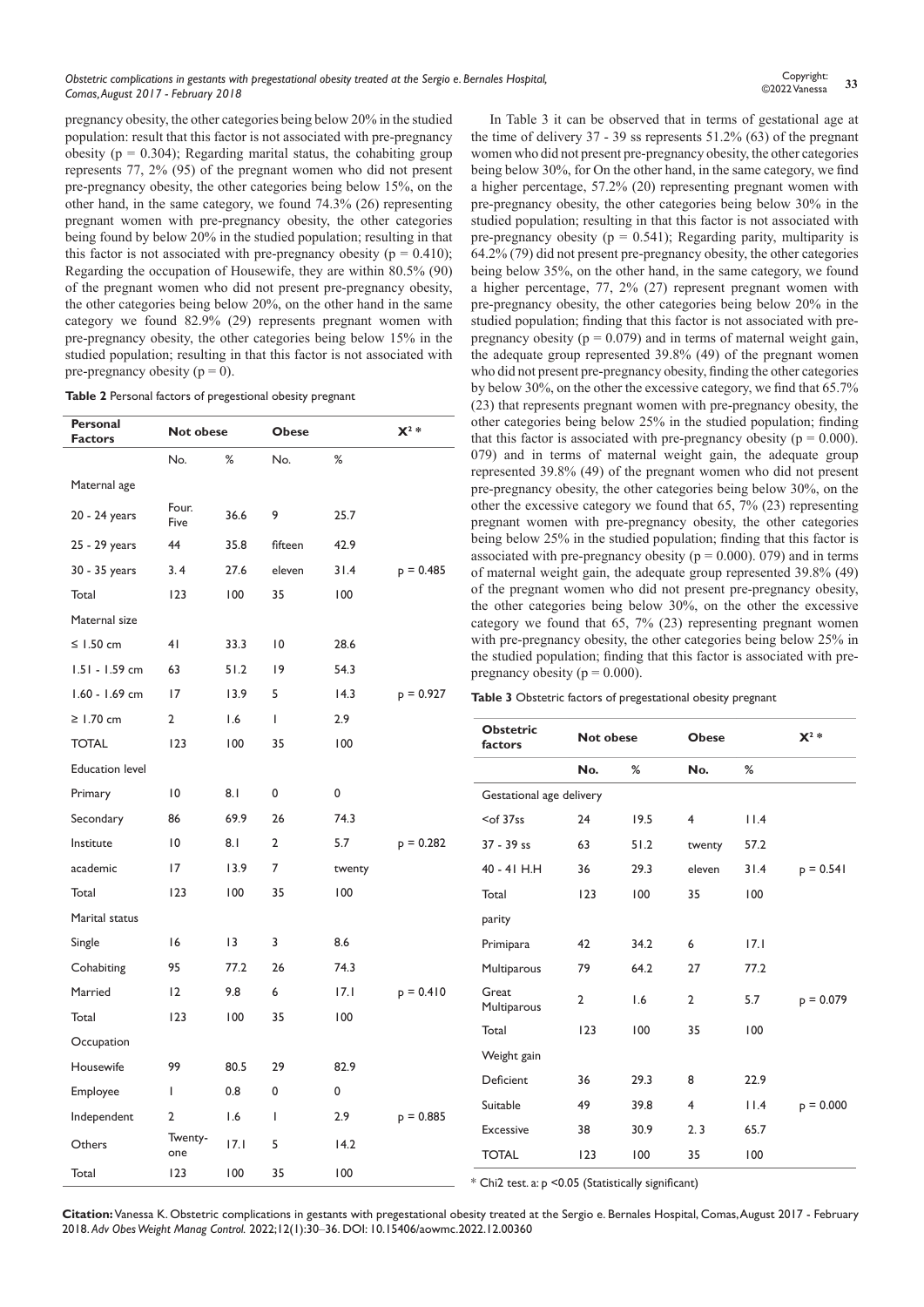pregnancy obesity, the other categories being below 20% in the studied population: result that this factor is not associated with pre-pregnancy obesity (p = 0.304); Regarding marital status, the cohabiting group represents 77, 2% (95) of the pregnant women who did not present pre-pregnancy obesity, the other categories being below 15%, on the other hand, in the same category, we found 74.3% (26) representing pregnant women with pre-pregnancy obesity, the other categories being found by below 20% in the studied population; resulting in that this factor is not associated with pre-pregnancy obesity (p = 0.410); Regarding the occupation of Housewife, they are within 80.5% (90) of the pregnant women who did not present pre-pregnancy obesity, the other categories being below 20%, on the other hand in the same category we found 82.9% (29) represents pregnant women with pre-pregnancy obesity, the other categories being below 15% in the studied population; resulting in that this factor is not associated with pre-pregnancy obesity (p = 0).

**Table 2** Personal factors of pregestional obesity pregnant

| Personal Factors | Not obese | | Obese | | $X^2$ * |
|---|---|---|---|---|---|
| | No. | % | No. | % | |
| Maternal age | | | | | |
| 20 - 24 years | Four. Five | 36.6 | 9 | 25.7 | |
| 25 - 29 years | 44 | 35.8 | fifteen | 42.9 | |
| 30 - 35 years | 3. 4 | 27.6 | eleven | 31.4 | p = 0.485 |
| Total | 123 | 100 | 35 | 100 | |
| Maternal size | | | | | |
| ≤ 1.50 cm | 41 | 33.3 | 10 | 28.6 | |
| 1.51 - 1.59 cm | 63 | 51.2 | 19 | 54.3 | |
| 1.60 - 1.69 cm | 17 | 13.9 | 5 | 14.3 | p = 0.927 |
| ≥ 1.70 cm | 2 | 1.6 | 1 | 2.9 | |
| TOTAL | 123 | 100 | 35 | 100 | |
| Education level | | | | | |
| Primary | 10 | 8.1 | 0 | 0 | |
| Secondary | 86 | 69.9 | 26 | 74.3 | |
| Institute | 10 | 8.1 | 2 | 5.7 | p = 0.282 |
| academic | 17 | 13.9 | 7 | twenty | |
| Total | 123 | 100 | 35 | 100 | |
| Marital status | | | | | |
| Single | 16 | 13 | 3 | 8.6 | |
| Cohabiting | 95 | 77.2 | 26 | 74.3 | |
| Married | 12 | 9.8 | 6 | 17.1 | p = 0.410 |
| Total | 123 | 100 | 35 | 100 | |
| Occupation | | | | | |
| Housewife | 99 | 80.5 | 29 | 82.9 | |
| Employee | 1 | 0.8 | 0 | 0 | |
| Independent | 2 | 1.6 | 1 | 2.9 | p = 0.885 |
| Others | Twenty-one | 17.1 | 5 | 14.2 | |
| Total | 123 | 100 | 35 | 100 | |

In Table 3 it can be observed that in terms of gestational age at the time of delivery 37 - 39 ss represents 51.2% (63) of the pregnant women who did not present pre-pregnancy obesity, the other categories being below 30%, for On the other hand, in the same category, we find a higher percentage, 57.2% (20) representing pregnant women with pre-pregnancy obesity, the other categories being below 30% in the studied population; resulting in that this factor is not associated with pre-pregnancy obesity (p = 0.541); Regarding parity, multiparity is 64.2% (79) did not present pre-pregnancy obesity, the other categories being below 35%, on the other hand, in the same category, we found a higher percentage, 77, 2% (27) represent pregnant women with pre-pregnancy obesity, the other categories being below 20% in the studied population; finding that this factor is not associated with pre-pregnancy obesity (p = 0.079) and in terms of maternal weight gain, the adequate group represented 39.8% (49) of the pregnant women who did not present pre-pregnancy obesity, finding the other categories by below 30%, on the other the excessive category, we find that 65.7% (23) that represents pregnant women with pre-pregnancy obesity, the other categories being below 25% in the studied population; finding that this factor is associated with pre-pregnancy obesity (p = 0.000). 079) and in terms of maternal weight gain, the adequate group represented 39.8% (49) of the pregnant women who did not present pre-pregnancy obesity, the other categories being below 30%, on the other the excessive category we found that 65, 7% (23) representing pregnant women with pre-pregnancy obesity, the other categories being below 25% in the studied population; finding that this factor is associated with pre-pregnancy obesity (p = 0.000). 079) and in terms of maternal weight gain, the adequate group represented 39.8% (49) of the pregnant women who did not present pre-pregnancy obesity, the other categories being below 30%, on the other the excessive category we found that 65, 7% (23) representing pregnant women with pre-pregnancy obesity, the other categories being below 25% in the studied population; finding that this factor is associated with pre-pregnancy obesity (p = 0.000).

**Table 3** Obstetric factors of pregestional obesity pregnant

| Obstetric factors | Not obese | | Obese | | $X^2$ * |
|---|---|---|---|---|---|
| | No. | % | No. | % | |
| Gestational age delivery | | | | | |
| <of 37ss | 24 | 19.5 | 4 | 11.4 | |
| 37 - 39 ss | 63 | 51.2 | twenty | 57.2 | |
| 40 - 41 H.H | 36 | 29.3 | eleven | 31.4 | p = 0.541 |
| Total | 123 | 100 | 35 | 100 | |
| parity | | | | | |
| Primipara | 42 | 34.2 | 6 | 17.1 | |
| Multiparous | 79 | 64.2 | 27 | 77.2 | |
| Great Multiparous | 2 | 1.6 | 2 | 5.7 | p = 0.079 |
| Total | 123 | 100 | 35 | 100 | |
| Weight gain | | | | | |
| Deficient | 36 | 29.3 | 8 | 22.9 | |
| Suitable | 49 | 39.8 | 4 | 11.4 | p = 0.000 |
| Excessive | 38 | 30.9 | 2. 3 | 65.7 | |
| TOTAL | 123 | 100 | 35 | 100 | |

\* Chi2 test. a: p <0.05 (Statistically significant)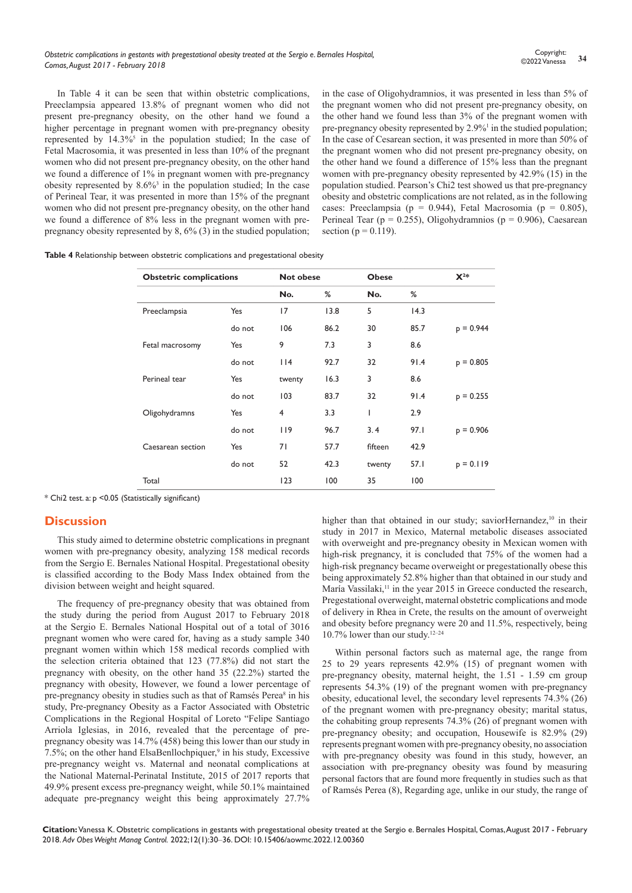In Table 4 it can be seen that within obstetric complications, Preeclampsia appeared 13.8% of pregnant women who did not present pre-pregnancy obesity, on the other hand we found a higher percentage in pregnant women with pre-pregnancy obesity represented by 14.3%[5] in the population studied; In the case of Fetal Macrosomia, it was presented in less than 10% of the pregnant women who did not present pre-pregnancy obesity, on the other hand we found a difference of 1% in pregnant women with pre-pregnancy obesity represented by 8.6%[3] in the population studied; In the case of Perineal Tear, it was presented in more than 15% of the pregnant women who did not present pre-pregnancy obesity, on the other hand we found a difference of 8% less in the pregnant women with pre-pregnancy obesity represented by 8, 6% (3) in the studied population; in the case of Oligohydramnios, it was presented in less than 5% of the pregnant women who did not present pre-pregnancy obesity, on the other hand we found less than 3% of the pregnant women with pre-pregnancy obesity represented by 2.9%[1] in the studied population; In the case of Cesarean section, it was presented in more than 50% of the pregnant women who did not present pre-pregnancy obesity, on the other hand we found a difference of 15% less than the pregnant women with pre-pregnancy obesity represented by 42.9% (15) in the population studied. Pearson's Chi2 test showed us that pre-pregnancy obesity and obstetric complications are not related, as in the following cases: Preeclampsia (p = 0.944), Fetal Macrosomia (p = 0.805), Perineal Tear (p = 0.255), Oligohydramnios (p = 0.906), Caesarean section (p = 0.119).

**Table 4** Relationship between obstetric complications and pregestational obesity

| Obstetric complications | | Not obese | | Obese | | $X^{2*}$ |
|---|---|---|---|---|---|---|
| | | No. | % | No. | % | |
| Preeclampsia | Yes | 17 | 13.8 | 5 | 14.3 | |
| | do not | 106 | 86.2 | 30 | 85.7 | p = 0.944 |
| Fetal macrosomy | Yes | 9 | 7.3 | 3 | 8.6 | |
| | do not | 114 | 92.7 | 32 | 91.4 | p = 0.805 |
| Perineal tear | Yes | twenty | 16.3 | 3 | 8.6 | |
| | do not | 103 | 83.7 | 32 | 91.4 | p = 0.255 |
| Oligohydramns | Yes | 4 | 3.3 | 1 | 2.9 | |
| | do not | 119 | 96.7 | 3. 4 | 97.1 | p = 0.906 |
| Caesarean section | Yes | 71 | 57.7 | fifteen | 42.9 | |
| | do not | 52 | 42.3 | twenty | 57.1 | p = 0.119 |
| Total | | 123 | 100 | 35 | 100 | |

\* Chi2 test. a: p <0.05 (Statistically significant)

## Discussion

This study aimed to determine obstetric complications in pregnant women with pre-pregnancy obesity, analyzing 158 medical records from the Sergio E. Bernales National Hospital. Pregestational obesity is classified according to the Body Mass Index obtained from the division between weight and height squared.

The frequency of pre-pregnancy obesity that was obtained from the study during the period from August 2017 to February 2018 at the Sergio E. Bernales National Hospital out of a total of 3016 pregnant women who were cared for, having as a study sample 340 pregnant women within which 158 medical records complied with the selection criteria obtained that 123 (77.8%) did not start the pregnancy with obesity, on the other hand 35 (22.2%) started the pregnancy with obesity, However, we found a lower percentage of pre-pregnancy obesity in studies such as that of Ramsés Perea[8] in his study, Pre-pregnancy Obesity as a Factor Associated with Obstetric Complications in the Regional Hospital of Loreto "Felipe Santiago Arriola Iglesias, in 2016, revealed that the percentage of pre-pregnancy obesity was 14.7% (458) being this lower than our study in 7.5%; on the other hand ElsaBenllochpiquer,[9] in his study, Excessive pre-pregnancy weight vs. Maternal and neonatal complications at the National Maternal-Perinatal Institute, 2015 of 2017 reports that 49.9% present excess pre-pregnancy weight, while 50.1% maintained adequate pre-pregnancy weight this being approximately 27.7% higher than that obtained in our study; saviorHernandez,[10] in their study in 2017 in Mexico, Maternal metabolic diseases associated with overweight and pre-pregnancy obesity in Mexican women with high-risk pregnancy, it is concluded that 75% of the women had a high-risk pregnancy became overweight or pregestationally obese this being approximately 52.8% higher than that obtained in our study and María Vassilaki,[11] in the year 2015 in Greece conducted the research, Pregestational overweight, maternal obstetric complications and mode of delivery in Rhea in Crete, the results on the amount of overweight and obesity before pregnancy were 20 and 11.5%, respectively, being 10.7% lower than our study.[12–24]

Within personal factors such as maternal age, the range from 25 to 29 years represents 42.9% (15) of pregnant women with pre-pregnancy obesity, maternal height, the 1.51 - 1.59 cm group represents 54.3% (19) of the pregnant women with pre-pregnancy obesity, educational level, the secondary level represents 74.3% (26) of the pregnant women with pre-pregnancy obesity; marital status, the cohabiting group represents 74.3% (26) of pregnant women with pre-pregnancy obesity; and occupation, Housewife is 82.9% (29) represents pregnant women with pre-pregnancy obesity, no association with pre-pregnancy obesity was found in this study, however, an association with pre-pregnancy obesity was found by measuring personal factors that are found more frequently in studies such as that of Ramsés Perea (8), Regarding age, unlike in our study, the range of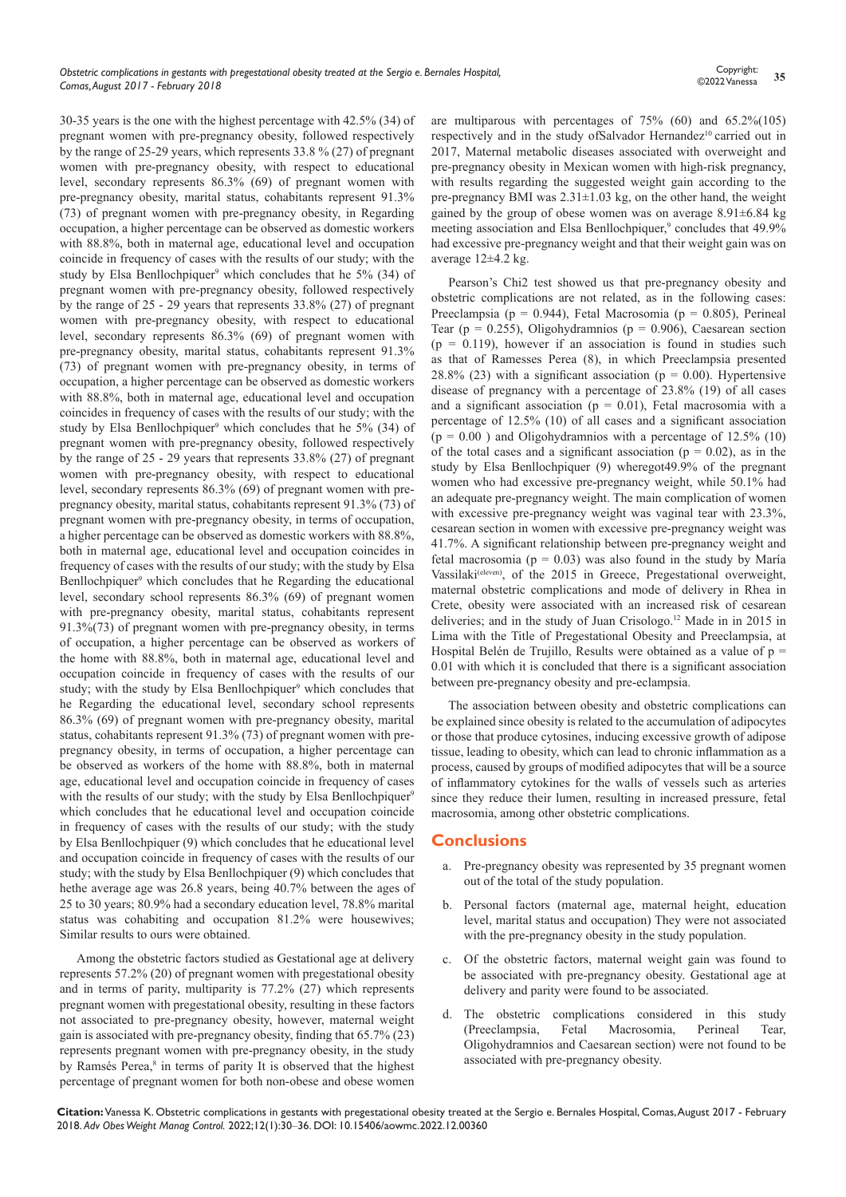30-35 years is the one with the highest percentage with 42.5% (34) of pregnant women with pre-pregnancy obesity, followed respectively by the range of 25-29 years, which represents 33.8 % (27) of pregnant women with pre-pregnancy obesity, with respect to educational level, secondary represents 86.3% (69) of pregnant women with pre-pregnancy obesity, marital status, cohabitants represent 91.3% (73) of pregnant women with pre-pregnancy obesity, in Regarding occupation, a higher percentage can be observed as domestic workers with 88.8%, both in maternal age, educational level and occupation coincide in frequency of cases with the results of our study; with the study by Elsa Benllochpiquer[9] which concludes that he 5% (34) of pregnant women with pre-pregnancy obesity, followed respectively by the range of 25 - 29 years that represents 33.8% (27) of pregnant women with pre-pregnancy obesity, with respect to educational level, secondary represents 86.3% (69) of pregnant women with pre-pregnancy obesity, marital status, cohabitants represent 91.3% (73) of pregnant women with pre-pregnancy obesity, in terms of occupation, a higher percentage can be observed as domestic workers with 88.8%, both in maternal age, educational level and occupation coincides in frequency of cases with the results of our study; with the study by Elsa Benllochpiquer[9] which concludes that he 5% (34) of pregnant women with pre-pregnancy obesity, followed respectively by the range of 25 - 29 years that represents 33.8% (27) of pregnant women with pre-pregnancy obesity, with respect to educational level, secondary represents 86.3% (69) of pregnant women with pre-pregnancy obesity, marital status, cohabitants represent 91.3% (73) of pregnant women with pre-pregnancy obesity, in terms of occupation, a higher percentage can be observed as domestic workers with 88.8%, both in maternal age, educational level and occupation coincides in frequency of cases with the results of our study; with the study by Elsa Benllochpiquer[9] which concludes that he Regarding the educational level, secondary school represents 86.3% (69) of pregnant women with pre-pregnancy obesity, marital status, cohabitants represent 91.3%(73) of pregnant women with pre-pregnancy obesity, in terms of occupation, a higher percentage can be observed as workers of the home with 88.8%, both in maternal age, educational level and occupation coincide in frequency of cases with the results of our study; with the study by Elsa Benllochpiquer[9] which concludes that he Regarding the educational level, secondary school represents 86.3% (69) of pregnant women with pre-pregnancy obesity, marital status, cohabitants represent 91.3% (73) of pregnant women with pre-pregnancy obesity, in terms of occupation, a higher percentage can be observed as workers of the home with 88.8%, both in maternal age, educational level and occupation coincide in frequency of cases with the results of our study; with the study by Elsa Benllochpiquer[9] which concludes that he educational level and occupation coincide in frequency of cases with the results of our study; with the study by Elsa Benllochpiquer (9) which concludes that he educational level and occupation coincide in frequency of cases with the results of our study; with the study by Elsa Benllochpiquer (9) which concludes that hethe average age was 26.8 years, being 40.7% between the ages of 25 to 30 years; 80.9% had a secondary education level, 78.8% marital status was cohabiting and occupation 81.2% were housewives; Similar results to ours were obtained.

Among the obstetric factors studied as Gestational age at delivery represents 57.2% (20) of pregnant women with pregestational obesity and in terms of parity, multiparity is 77.2% (27) which represents pregnant women with pregestational obesity, resulting in these factors not associated to pre-pregnancy obesity, however, maternal weight gain is associated with pre-pregnancy obesity, finding that 65.7% (23) represents pregnant women with pre-pregnancy obesity, in the study by Ramsés Perea,[8] in terms of parity It is observed that the highest percentage of pregnant women for both non-obese and obese women are multiparous with percentages of 75% (60) and 65.2%(105) respectively and in the study ofSalvador Hernandez[10] carried out in 2017, Maternal metabolic diseases associated with overweight and pre-pregnancy obesity in Mexican women with high-risk pregnancy, with results regarding the suggested weight gain according to the pre-pregnancy BMI was 2.31±1.03 kg, on the other hand, the weight gained by the group of obese women was on average 8.91±6.84 kg meeting association and Elsa Benllochpiquer,[9] concludes that 49.9% had excessive pre-pregnancy weight and that their weight gain was on average 12±4.2 kg.

Pearson's Chi2 test showed us that pre-pregnancy obesity and obstetric complications are not related, as in the following cases: Preeclampsia ($p = 0.944$), Fetal Macrosomia ($p = 0.805$), Perineal Tear ($p = 0.255$), Oligohydramnios ($p = 0.906$), Caesarean section ($p = 0.119$), however if an association is found in studies such as that of Ramesses Perea (8), in which Preeclampsia presented 28.8% (23) with a significant association ($p = 0.00$). Hypertensive disease of pregnancy with a percentage of 23.8% (19) of all cases and a significant association ($p = 0.01$), Fetal macrosomia with a percentage of 12.5% (10) of all cases and a significant association ($p = 0.00$ ) and Oligohydramnios with a percentage of 12.5% (10) of the total cases and a significant association ($p = 0.02$), as in the study by Elsa Benllochpiquer (9) wheregot49.9% of the pregnant women who had excessive pre-pregnancy weight, while 50.1% had an adequate pre-pregnancy weight. The main complication of women with excessive pre-pregnancy weight was vaginal tear with 23.3%, cesarean section in women with excessive pre-pregnancy weight was 41.7%. A significant relationship between pre-pregnancy weight and fetal macrosomia ($p = 0.03$) was also found in the study by María Vassilaki[(eleven)], of the 2015 in Greece, Pregestational overweight, maternal obstetric complications and mode of delivery in Rhea in Crete, obesity were associated with an increased risk of cesarean deliveries; and in the study of Juan Crisologo.[12] Made in in 2015 in Lima with the Title of Pregestational Obesity and Preeclampsia, at Hospital Belén de Trujillo, Results were obtained as a value of $p = 0.01$ with which it is concluded that there is a significant association between pre-pregnancy obesity and pre-eclampsia.

The association between obesity and obstetric complications can be explained since obesity is related to the accumulation of adipocytes or those that produce cytosines, inducing excessive growth of adipose tissue, leading to obesity, which can lead to chronic inflammation as a process, caused by groups of modified adipocytes that will be a source of inflammatory cytokines for the walls of vessels such as arteries since they reduce their lumen, resulting in increased pressure, fetal macrosomia, among other obstetric complications.

## Conclusions

a. Pre-pregnancy obesity was represented by 35 pregnant women out of the total of the study population.

b. Personal factors (maternal age, maternal height, education level, marital status and occupation) They were not associated with the pre-pregnancy obesity in the study population.

c. Of the obstetric factors, maternal weight gain was found to be associated with pre-pregnancy obesity. Gestational age at delivery and parity were found to be associated.

d. The obstetric complications considered in this study (Preeclampsia, Fetal Macrosomia, Perineal Tear, Oligohydramnios and Caesarean section) were not found to be associated with pre-pregnancy obesity.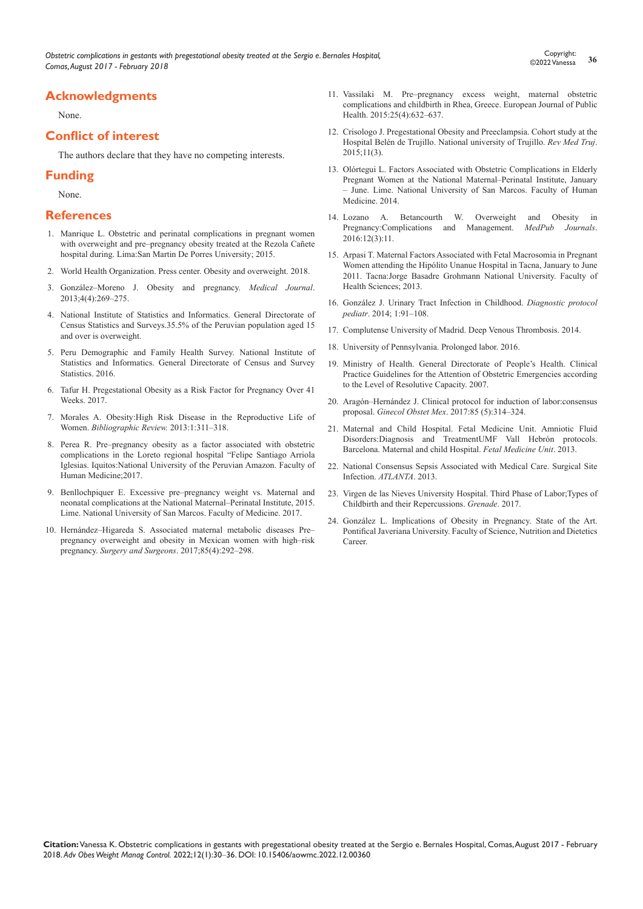## Acknowledgments

None.

## Conflict of interest

The authors declare that they have no competing interests.

## Funding

None.

## References

1. Manrique L. Obstetric and perinatal complications in pregnant women with overweight and pre–pregnancy obesity treated at the Rezola Cañete hospital during. Lima:San Martin De Porres University; 2015.
2. World Health Organization. Press center. Obesity and overweight. 2018.
3. González–Moreno J. Obesity and pregnancy. *Medical Journal*. 2013;4(4):269–275.
4. National Institute of Statistics and Informatics. General Directorate of Census Statistics and Surveys.35.5% of the Peruvian population aged 15 and over is overweight.
5. Peru Demographic and Family Health Survey. National Institute of Statistics and Informatics. General Directorate of Census and Survey Statistics. 2016.
6. Tafur H. Pregestational Obesity as a Risk Factor for Pregnancy Over 41 Weeks. 2017.
7. Morales A. Obesity:High Risk Disease in the Reproductive Life of Women. *Bibliographic Review.* 2013:1:311–318.
8. Perea R. Pre–pregnancy obesity as a factor associated with obstetric complications in the Loreto regional hospital "Felipe Santiago Arriola Iglesias. Iquitos:National University of the Peruvian Amazon. Faculty of Human Medicine;2017.
9. Benllochpiquer E. Excessive pre–pregnancy weight vs. Maternal and neonatal complications at the National Maternal–Perinatal Institute, 2015. Lime. National University of San Marcos. Faculty of Medicine. 2017.
10. Hernández–Higareda S. Associated maternal metabolic diseases Pre–pregnancy overweight and obesity in Mexican women with high–risk pregnancy. *Surgery and Surgeons*. 2017;85(4):292–298.
11. Vassilaki M. Pre–pregnancy excess weight, maternal obstetric complications and childbirth in Rhea, Greece. European Journal of Public Health. 2015:25(4):632–637.
12. Crisologo J. Pregestational Obesity and Preeclampsia. Cohort study at the Hospital Belén de Trujillo. National university of Trujillo. *Rev Med Truj*. 2015;11(3).
13. Olórtegui L. Factors Associated with Obstetric Complications in Elderly Pregnant Women at the National Maternal–Perinatal Institute, January – June. Lime. National University of San Marcos. Faculty of Human Medicine. 2014.
14. Lozano A. Betancourth W. Overweight and Obesity in Pregnancy:Complications and Management. *MedPub Journals*. 2016:12(3):11.
15. Arpasi T. Maternal Factors Associated with Fetal Macrosomia in Pregnant Women attending the Hipólito Unanue Hospital in Tacna, January to June 2011. Tacna:Jorge Basadre Grohmann National University. Faculty of Health Sciences; 2013.
16. González J. Urinary Tract Infection in Childhood. *Diagnostic protocol pediatr*. 2014; 1:91–108.
17. Complutense University of Madrid. Deep Venous Thrombosis. 2014.
18. University of Pennsylvania. Prolonged labor. 2016.
19. Ministry of Health. General Directorate of People's Health. Clinical Practice Guidelines for the Attention of Obstetric Emergencies according to the Level of Resolutive Capacity. 2007.
20. Aragón–Hernández J. Clinical protocol for induction of labor:consensus proposal. *Ginecol Obstet Mex*. 2017:85 (5):314–324.
21. Maternal and Child Hospital. Fetal Medicine Unit. Amniotic Fluid Disorders:Diagnosis and TreatmentUMF Vall Hebrón protocols. Barcelona. Maternal and child Hospital. *Fetal Medicine Unit*. 2013.
22. National Consensus Sepsis Associated with Medical Care. Surgical Site Infection. *ATLANTA*. 2013.
23. Virgen de las Nieves University Hospital. Third Phase of Labor;Types of Childbirth and their Repercussions. *Grenade*. 2017.
24. González L. Implications of Obesity in Pregnancy. State of the Art. Pontifical Javeriana University. Faculty of Science, Nutrition and Dietetics Career.